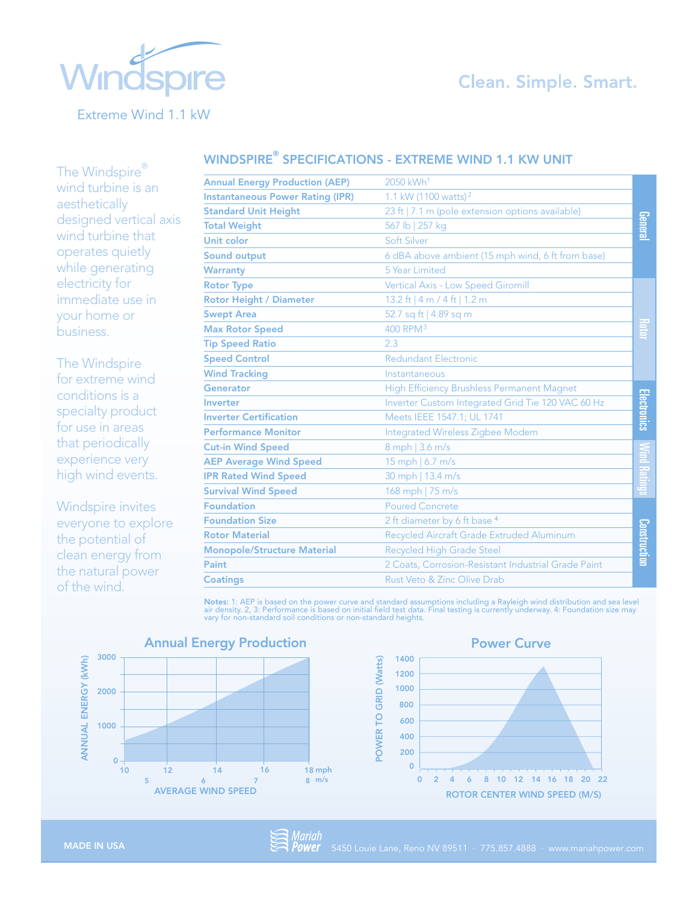# Windspire®

Extreme Wind 1.1 kW

Clean. Simple. Smart.

The Windspire® wind turbine is an aesthetically designed vertical axis wind turbine that operates quietly while generating electricity for immediate use in your home or business.

The Windspire for extreme wind conditions is a specialty product for use in areas that periodically experience very high wind events.

Windspire invites everyone to explore the potential of clean energy from the natural power of the wind.

## WINDSPIRE® SPECIFICATIONS - EXTREME WIND 1.1 KW UNIT

| Specification | Value | Category |
|---|---|---|
| Annual Energy Production (AEP) | 2050 kWh[1] | General |
| Instantaneous Power Rating (IPR) | 1.1 kW (1100 watts)[2] | General |
| Standard Unit Height | 23 ft \| 7.1 m (pole extension options available) | General |
| Total Weight | 567 lb \| 257 kg | General |
| Unit color | Soft Silver | General |
| Sound output | 6 dBA above ambient (15 mph wind, 6 ft from base) | General |
| Warranty | 5 Year Limited | General |
| Rotor Type | Vertical Axis - Low Speed Giromill | Rotor |
| Rotor Height / Diameter | 13.2 ft \| 4 m / 4 ft \| 1.2 m | Rotor |
| Swept Area | 52.7 sq ft \| 4.89 sq m | Rotor |
| Max Rotor Speed | 400 RPM[3] | Rotor |
| Tip Speed Ratio | 2.3 | Rotor |
| Speed Control | Redundant Electronic | Rotor |
| Wind Tracking | Instantaneous | Rotor |
| Generator | High Efficiency Brushless Permanent Magnet | Electronics |
| Inverter | Inverter Custom Integrated Grid Tie 120 VAC 60 Hz | Electronics |
| Inverter Certification | Meets IEEE 1547.1; UL 1741 | Electronics |
| Performance Monitor | Integrated Wireless Zigbee Modem | Electronics |
| Cut-in Wind Speed | 8 mph \| 3.6 m/s | Wind Ratings |
| AEP Average Wind Speed | 15 mph \| 6.7 m/s | Wind Ratings |
| IPR Rated Wind Speed | 30 mph \| 13.4 m/s | Wind Ratings |
| Survival Wind Speed | 168 mph \| 75 m/s | Wind Ratings |
| Foundation | Poured Concrete | Construction |
| Foundation Size | 2 ft diameter by 6 ft base[4] | Construction |
| Rotor Material | Recycled Aircraft Grade Extruded Aluminum | Construction |
| Monopole/Structure Material | Recycled High Grade Steel | Construction |
| Paint | 2 Coats, Corrosion-Resistant Industrial Grade Paint | Construction |
| Coatings | Rust Veto & Zinc Olive Drab | Construction |

**Notes:** 1: AEP is based on the power curve and standard assumptions including a Rayleigh wind distribution and sea level air density. 2, 3: Performance is based on initial field test data. Final testing is currently underway. 4: Foundation size may vary for non-standard soil conditions or non-standard heights.

### Annual Energy Production

ANNUAL ENERGY (kWh) vs. AVERAGE WIND SPEED (10–18 mph; 5–8 m/s)

### Power Curve

POWER TO GRID (Watts) vs. ROTOR CENTER WIND SPEED (M/S)

MADE IN USA

Mariah Power · 5450 Louie Lane, Reno NV 89511 · 775.857.4888 · www.mariahpower.com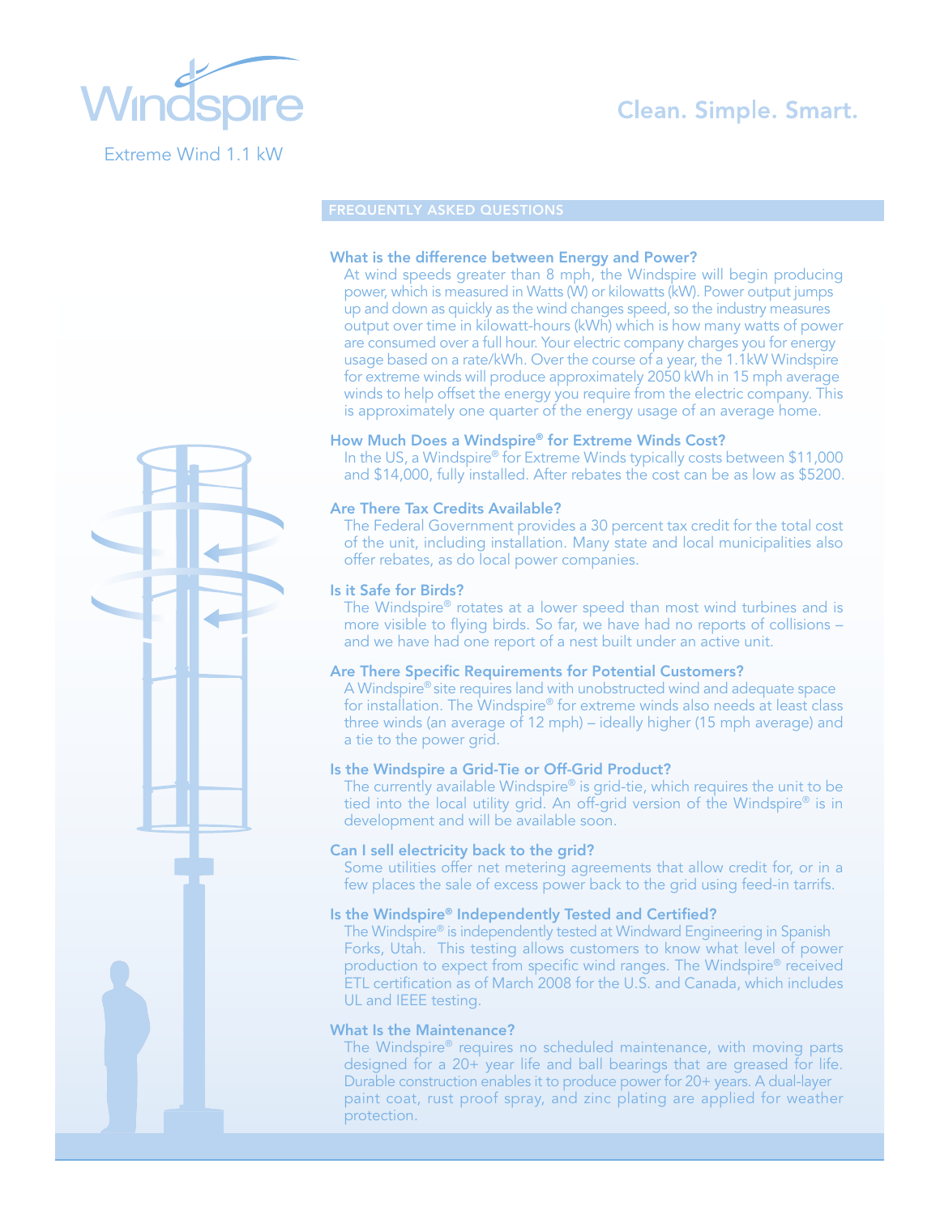# Windspire

Extreme Wind 1.1 kW

Clean. Simple. Smart.

## FREQUENTLY ASKED QUESTIONS

### What is the difference between Energy and Power?

At wind speeds greater than 8 mph, the Windspire will begin producing power, which is measured in Watts (W) or kilowatts (kW). Power output jumps up and down as quickly as the wind changes speed, so the industry measures output over time in kilowatt-hours (kWh) which is how many watts of power are consumed over a full hour. Your electric company charges you for energy usage based on a rate/kWh. Over the course of a year, the 1.1kW Windspire for extreme winds will produce approximately 2050 kWh in 15 mph average winds to help offset the energy you require from the electric company. This is approximately one quarter of the energy usage of an average home.

### How Much Does a Windspire® for Extreme Winds Cost?

In the US, a Windspire® for Extreme Winds typically costs between $11,000 and $14,000, fully installed. After rebates the cost can be as low as $5200.

### Are There Tax Credits Available?

The Federal Government provides a 30 percent tax credit for the total cost of the unit, including installation. Many state and local municipalities also offer rebates, as do local power companies.

### Is it Safe for Birds?

The Windspire® rotates at a lower speed than most wind turbines and is more visible to flying birds. So far, we have had no reports of collisions – and we have had one report of a nest built under an active unit.

### Are There Specific Requirements for Potential Customers?

A Windspire® site requires land with unobstructed wind and adequate space for installation. The Windspire® for extreme winds also needs at least class three winds (an average of 12 mph) – ideally higher (15 mph average) and a tie to the power grid.

### Is the Windspire a Grid-Tie or Off-Grid Product?

The currently available Windspire® is grid-tie, which requires the unit to be tied into the local utility grid. An off-grid version of the Windspire® is in development and will be available soon.

### Can I sell electricity back to the grid?

Some utilities offer net metering agreements that allow credit for, or in a few places the sale of excess power back to the grid using feed-in tarrifs.

### Is the Windspire® Independently Tested and Certified?

The Windspire® is independently tested at Windward Engineering in Spanish Forks, Utah. This testing allows customers to know what level of power production to expect from specific wind ranges. The Windspire® received ETL certification as of March 2008 for the U.S. and Canada, which includes UL and IEEE testing.

### What Is the Maintenance?

The Windspire® requires no scheduled maintenance, with moving parts designed for a 20+ year life and ball bearings that are greased for life. Durable construction enables it to produce power for 20+ years. A dual-layer paint coat, rust proof spray, and zinc plating are applied for weather protection.